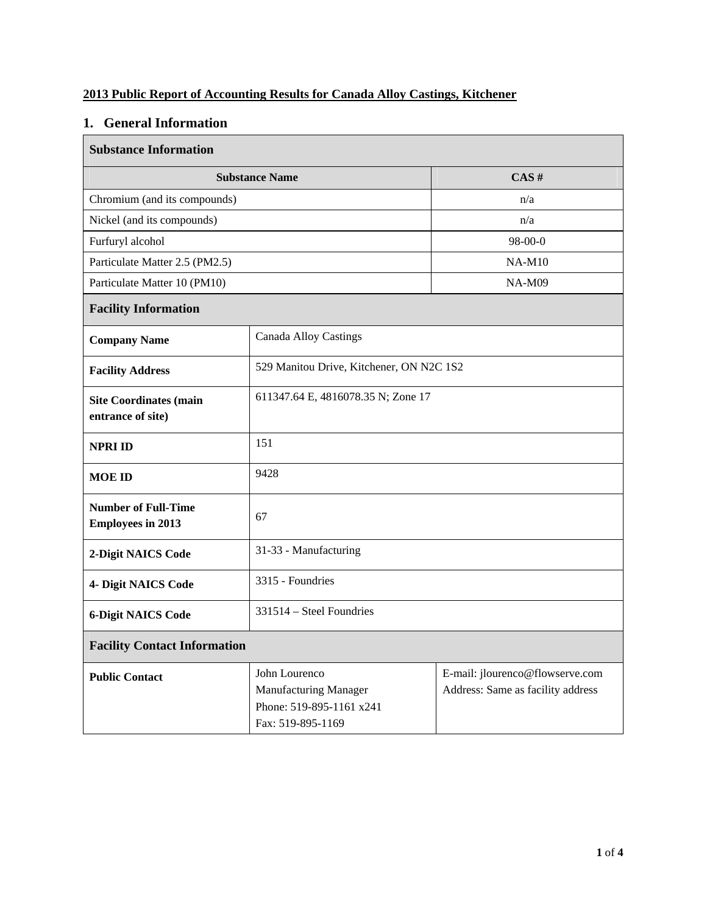**2013 Public Report of Accounting Results for Canada Alloy Castings, Kitchener**

## 1. General Information

| Substance Information | |
|---|---|
| **Substance Name** | **CAS #** |
| Chromium (and its compounds) | n/a |
| Nickel (and its compounds) | n/a |
| Furfuryl alcohol | 98-00-0 |
| Particulate Matter 2.5 (PM2.5) | NA-M10 |
| Particulate Matter 10 (PM10) | NA-M09 |

| Facility Information | |
|---|---|
| **Company Name** | Canada Alloy Castings |
| **Facility Address** | 529 Manitou Drive, Kitchener, ON N2C 1S2 |
| **Site Coordinates (main entrance of site)** | 611347.64 E, 4816078.35 N; Zone 17 |
| **NPRI ID** | 151 |
| **MOE ID** | 9428 |
| **Number of Full-Time Employees in 2013** | 67 |
| **2-Digit NAICS Code** | 31-33 - Manufacturing |
| **4- Digit NAICS Code** | 3315 - Foundries |
| **6-Digit NAICS Code** | 331514 – Steel Foundries |

| Facility Contact Information | | |
|---|---|---|
| **Public Contact** | John Lourenco<br>Manufacturing Manager<br>Phone: 519-895-1161 x241<br>Fax: 519-895-1169 | E-mail: jlourenco@flowserve.com<br>Address: Same as facility address |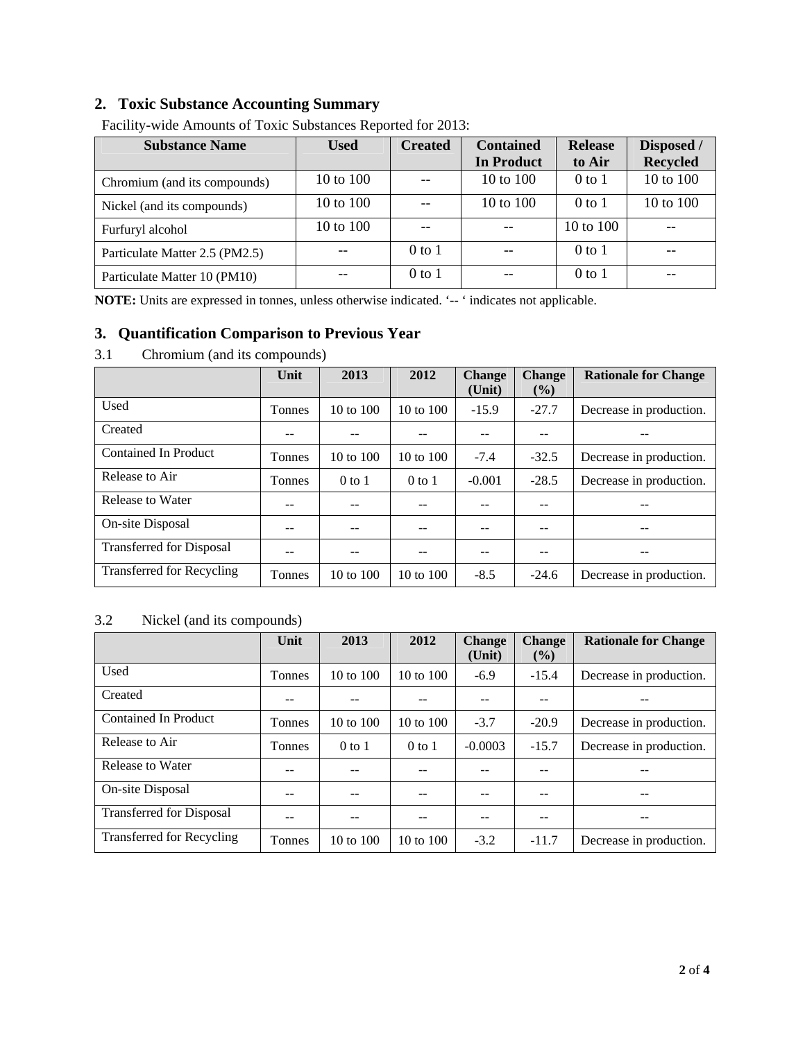## 2. Toxic Substance Accounting Summary

Facility-wide Amounts of Toxic Substances Reported for 2013:

| Substance Name | Used | Created | Contained In Product | Release to Air | Disposed / Recycled |
|---|---|---|---|---|---|
| Chromium (and its compounds) | 10 to 100 | -- | 10 to 100 | 0 to 1 | 10 to 100 |
| Nickel (and its compounds) | 10 to 100 | -- | 10 to 100 | 0 to 1 | 10 to 100 |
| Furfuryl alcohol | 10 to 100 | -- | -- | 10 to 100 | -- |
| Particulate Matter 2.5 (PM2.5) | -- | 0 to 1 | -- | 0 to 1 | -- |
| Particulate Matter 10 (PM10) | -- | 0 to 1 | -- | 0 to 1 | -- |

**NOTE:** Units are expressed in tonnes, unless otherwise indicated. '-- ' indicates not applicable.

## 3. Quantification Comparison to Previous Year

### 3.1 Chromium (and its compounds)

| | Unit | 2013 | 2012 | Change (Unit) | Change (%) | Rationale for Change |
|---|---|---|---|---|---|---|
| Used | Tonnes | 10 to 100 | 10 to 100 | -15.9 | -27.7 | Decrease in production. |
| Created | -- | -- | -- | -- | -- | -- |
| Contained In Product | Tonnes | 10 to 100 | 10 to 100 | -7.4 | -32.5 | Decrease in production. |
| Release to Air | Tonnes | 0 to 1 | 0 to 1 | -0.001 | -28.5 | Decrease in production. |
| Release to Water | -- | -- | -- | -- | -- | -- |
| On-site Disposal | -- | -- | -- | -- | -- | -- |
| Transferred for Disposal | -- | -- | -- | -- | -- | -- |
| Transferred for Recycling | Tonnes | 10 to 100 | 10 to 100 | -8.5 | -24.6 | Decrease in production. |

### 3.2 Nickel (and its compounds)

| | Unit | 2013 | 2012 | Change (Unit) | Change (%) | Rationale for Change |
|---|---|---|---|---|---|---|
| Used | Tonnes | 10 to 100 | 10 to 100 | -6.9 | -15.4 | Decrease in production. |
| Created | -- | -- | -- | -- | -- | -- |
| Contained In Product | Tonnes | 10 to 100 | 10 to 100 | -3.7 | -20.9 | Decrease in production. |
| Release to Air | Tonnes | 0 to 1 | 0 to 1 | -0.0003 | -15.7 | Decrease in production. |
| Release to Water | -- | -- | -- | -- | -- | -- |
| On-site Disposal | -- | -- | -- | -- | -- | -- |
| Transferred for Disposal | -- | -- | -- | -- | -- | -- |
| Transferred for Recycling | Tonnes | 10 to 100 | 10 to 100 | -3.2 | -11.7 | Decrease in production. |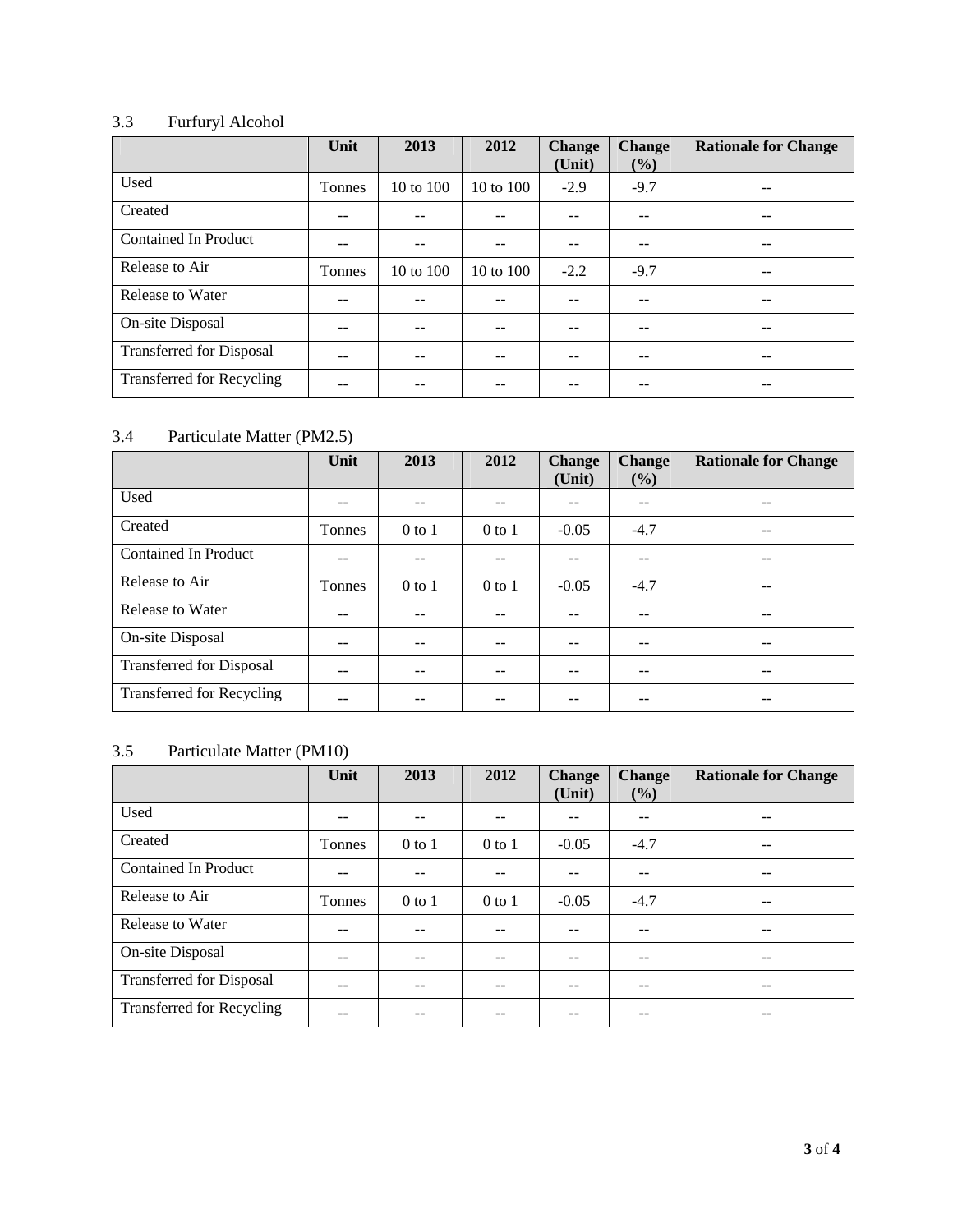### 3.3 Furfuryl Alcohol

| | Unit | 2013 | 2012 | Change (Unit) | Change (%) | Rationale for Change |
|---|---|---|---|---|---|---|
| Used | Tonnes | 10 to 100 | 10 to 100 | -2.9 | -9.7 | -- |
| Created | -- | -- | -- | -- | -- | -- |
| Contained In Product | -- | -- | -- | -- | -- | -- |
| Release to Air | Tonnes | 10 to 100 | 10 to 100 | -2.2 | -9.7 | -- |
| Release to Water | -- | -- | -- | -- | -- | -- |
| On-site Disposal | -- | -- | -- | -- | -- | -- |
| Transferred for Disposal | -- | -- | -- | -- | -- | -- |
| Transferred for Recycling | -- | -- | -- | -- | -- | -- |

### 3.4 Particulate Matter (PM2.5)

| | Unit | 2013 | 2012 | Change (Unit) | Change (%) | Rationale for Change |
|---|---|---|---|---|---|---|
| Used | -- | -- | -- | -- | -- | -- |
| Created | Tonnes | 0 to 1 | 0 to 1 | -0.05 | -4.7 | -- |
| Contained In Product | -- | -- | -- | -- | -- | -- |
| Release to Air | Tonnes | 0 to 1 | 0 to 1 | -0.05 | -4.7 | -- |
| Release to Water | -- | -- | -- | -- | -- | -- |
| On-site Disposal | -- | -- | -- | -- | -- | -- |
| Transferred for Disposal | -- | -- | -- | -- | -- | -- |
| Transferred for Recycling | -- | -- | -- | -- | -- | -- |

### 3.5 Particulate Matter (PM10)

| | Unit | 2013 | 2012 | Change (Unit) | Change (%) | Rationale for Change |
|---|---|---|---|---|---|---|
| Used | -- | -- | -- | -- | -- | -- |
| Created | Tonnes | 0 to 1 | 0 to 1 | -0.05 | -4.7 | -- |
| Contained In Product | -- | -- | -- | -- | -- | -- |
| Release to Air | Tonnes | 0 to 1 | 0 to 1 | -0.05 | -4.7 | -- |
| Release to Water | -- | -- | -- | -- | -- | -- |
| On-site Disposal | -- | -- | -- | -- | -- | -- |
| Transferred for Disposal | -- | -- | -- | -- | -- | -- |
| Transferred for Recycling | -- | -- | -- | -- | -- | -- |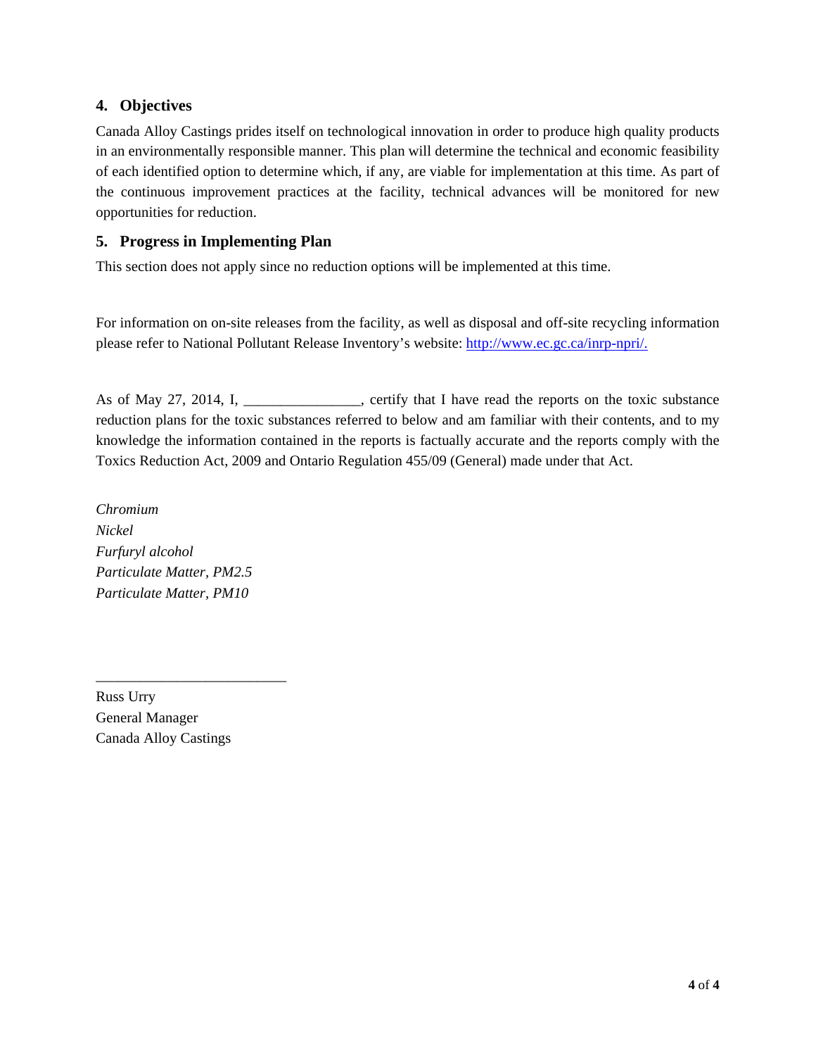## 4. Objectives

Canada Alloy Castings prides itself on technological innovation in order to produce high quality products in an environmentally responsible manner. This plan will determine the technical and economic feasibility of each identified option to determine which, if any, are viable for implementation at this time. As part of the continuous improvement practices at the facility, technical advances will be monitored for new opportunities for reduction.

## 5. Progress in Implementing Plan

This section does not apply since no reduction options will be implemented at this time.

For information on on-site releases from the facility, as well as disposal and off-site recycling information please refer to National Pollutant Release Inventory's website: [http://www.ec.gc.ca/inrp-npri/.](http://www.ec.gc.ca/inrp-npri/)

As of May 27, 2014, I, ________________, certify that I have read the reports on the toxic substance reduction plans for the toxic substances referred to below and am familiar with their contents, and to my knowledge the information contained in the reports is factually accurate and the reports comply with the Toxics Reduction Act, 2009 and Ontario Regulation 455/09 (General) made under that Act.

*Chromium*  
*Nickel*  
*Furfuryl alcohol*  
*Particulate Matter, PM2.5*  
*Particulate Matter, PM10*

___________________________

Russ Urry  
General Manager  
Canada Alloy Castings